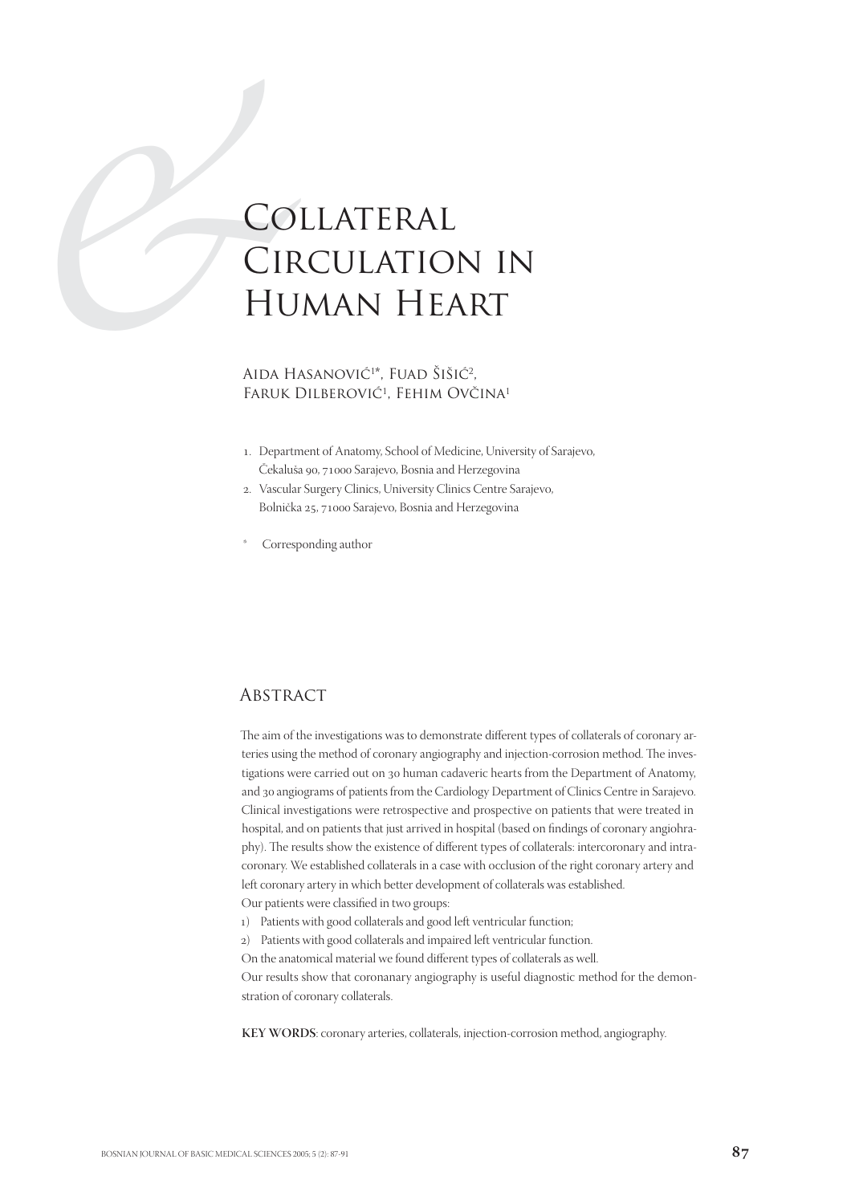# Collateral Circulation in Human Heart

Aida Hasanović[1*], Fuad Šišić[2], Faruk Dilberović[1], Fehim Ovčina[1]

1. Department of Anatomy, School of Medicine, University of Sarajevo, Čekaluša 90, 71000 Sarajevo, Bosnia and Herzegovina
2. Vascular Surgery Clinics, University Clinics Centre Sarajevo, Bolnička 25, 71000 Sarajevo, Bosnia and Herzegovina

\* Corresponding author

## Abstract

The aim of the investigations was to demonstrate different types of collaterals of coronary arteries using the method of coronary angiography and injection-corrosion method. The investigations were carried out on 30 human cadaveric hearts from the Department of Anatomy, and 30 angiograms of patients from the Cardiology Department of Clinics Centre in Sarajevo. Clinical investigations were retrospective and prospective on patients that were treated in hospital, and on patients that just arrived in hospital (based on findings of coronary angiohraphy). The results show the existence of different types of collaterals: intercoronary and intracoronary. We established collaterals in a case with occlusion of the right coronary artery and left coronary artery in which better development of collaterals was established.

Our patients were classified in two groups:

1) Patients with good collaterals and good left ventricular function;
2) Patients with good collaterals and impaired left ventricular function.

On the anatomical material we found different types of collaterals as well.

Our results show that coronanary angiography is useful diagnostic method for the demonstration of coronary collaterals.

**KEY WORDS**: coronary arteries, collaterals, injection-corrosion method, angiography.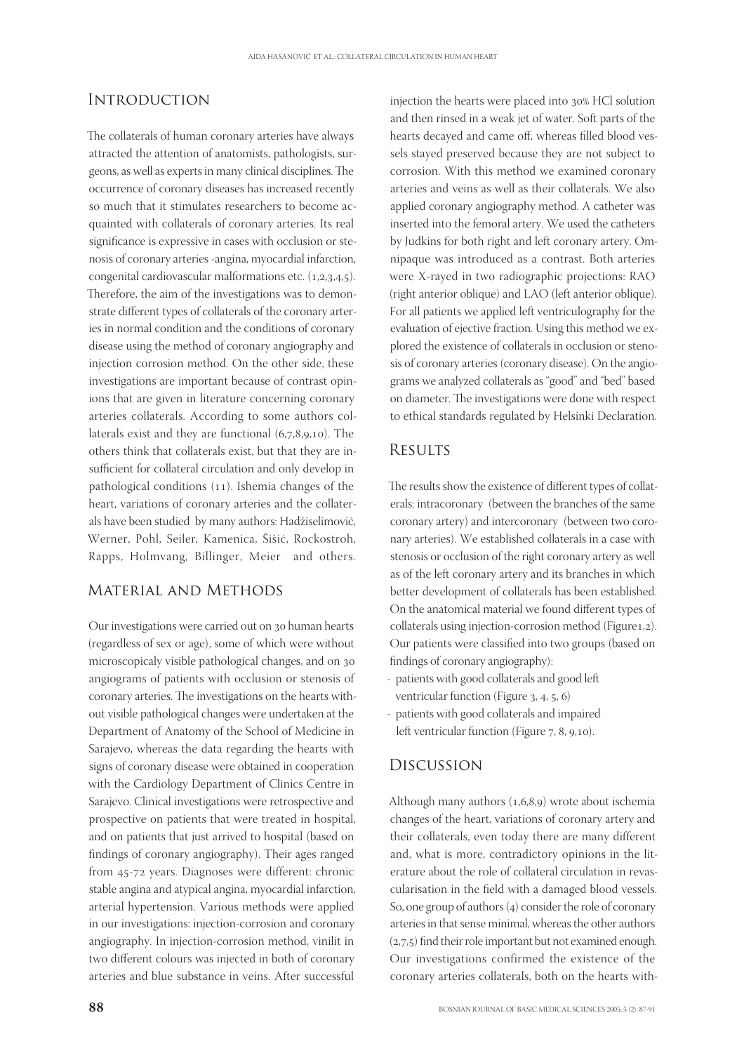## Introduction

The collaterals of human coronary arteries have always attracted the attention of anatomists, pathologists, surgeons, as well as experts in many clinical disciplines. The occurrence of coronary diseases has increased recently so much that it stimulates researchers to become acquainted with collaterals of coronary arteries. Its real significance is expressive in cases with occlusion or stenosis of coronary arteries -angina, myocardial infarction, congenital cardiovascular malformations etc. (1,2,3,4,5). Therefore, the aim of the investigations was to demonstrate different types of collaterals of the coronary arteries in normal condition and the conditions of coronary disease using the method of coronary angiography and injection corrosion method. On the other side, these investigations are important because of contrast opinions that are given in literature concerning coronary arteries collaterals. According to some authors collaterals exist and they are functional (6,7,8,9,10). The others think that collaterals exist, but that they are insufficient for collateral circulation and only develop in pathological conditions (11). Ishemia changes of the heart, variations of coronary arteries and the collaterals have been studied by many authors: Hadžiselimović, Werner, Pohl, Seiler, Kamenica, Šišić, Rockostroh, Rapps, Holmvang, Billinger, Meier and others.

## Material and Methods

Our investigations were carried out on 30 human hearts (regardless of sex or age), some of which were without microscopicaly visible pathological changes, and on 30 angiograms of patients with occlusion or stenosis of coronary arteries. The investigations on the hearts without visible pathological changes were undertaken at the Department of Anatomy of the School of Medicine in Sarajevo, whereas the data regarding the hearts with signs of coronary disease were obtained in cooperation with the Cardiology Department of Clinics Centre in Sarajevo. Clinical investigations were retrospective and prospective on patients that were treated in hospital, and on patients that just arrived to hospital (based on findings of coronary angiography). Their ages ranged from 45-72 years. Diagnoses were different: chronic stable angina and atypical angina, myocardial infarction, arterial hypertension. Various methods were applied in our investigations: injection-corrosion and coronary angiography. In injection-corrosion method, vinilit in two different colours was injected in both of coronary arteries and blue substance in veins. After successful injection the hearts were placed into 30% HCl solution and then rinsed in a weak jet of water. Soft parts of the hearts decayed and came off, whereas filled blood vessels stayed preserved because they are not subject to corrosion. With this method we examined coronary arteries and veins as well as their collaterals. We also applied coronary angiography method. A catheter was inserted into the femoral artery. We used the catheters by Judkins for both right and left coronary artery. Omnipaque was introduced as a contrast. Both arteries were X-rayed in two radiographic projections: RAO (right anterior oblique) and LAO (left anterior oblique). For all patients we applied left ventriculography for the evaluation of ejective fraction. Using this method we explored the existence of collaterals in occlusion or stenosis of coronary arteries (coronary disease). On the angiograms we analyzed collaterals as "good" and "bed" based on diameter. The investigations were done with respect to ethical standards regulated by Helsinki Declaration.

## Results

The results show the existence of different types of collaterals: intracoronary (between the branches of the same coronary artery) and intercoronary (between two coronary arteries). We established collaterals in a case with stenosis or occlusion of the right coronary artery as well as of the left coronary artery and its branches in which better development of collaterals has been established. On the anatomical material we found different types of collaterals using injection-corrosion method (Figure1,2). Our patients were classified into two groups (based on findings of coronary angiography):

- patients with good collaterals and good left ventricular function (Figure 3, 4, 5, 6)
- patients with good collaterals and impaired left ventricular function (Figure 7, 8, 9,10).

## Discussion

Although many authors (1,6,8,9) wrote about ischemia changes of the heart, variations of coronary artery and their collaterals, even today there are many different and, what is more, contradictory opinions in the literature about the role of collateral circulation in revascularisation in the field with a damaged blood vessels. So, one group of authors (4) consider the role of coronary arteries in that sense minimal, whereas the other authors (2,7,5) find their role important but not examined enough. Our investigations confirmed the existence of the coronary arteries collaterals, both on the hearts with-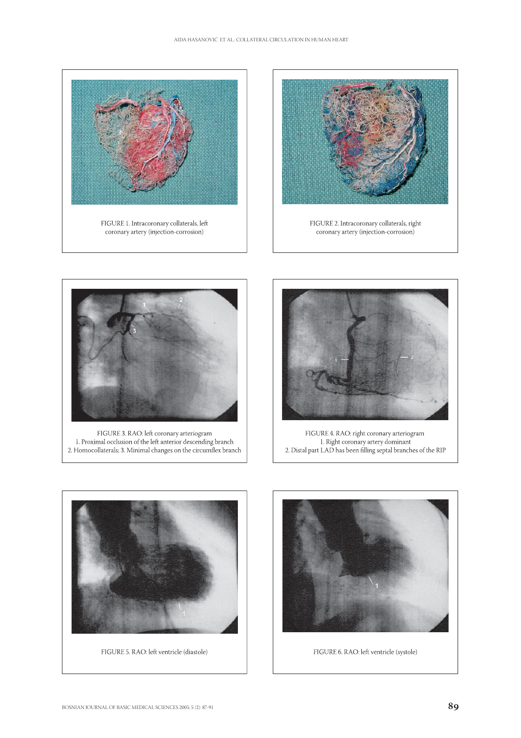FIGURE 1. Intracoronary collaterals, left coronary artery (injection-corrosion)

FIGURE 2. Intracoronary collaterals, right coronary artery (injection-corrosion)

FIGURE 3. RAO: left coronary arteriogram
1. Proximal occlusion of the left anterior descending branch
2. Homocollaterals; 3. Minimal changes on the circumflex branch

FIGURE 4. RAO: right coronary arteriogram
1. Right coronary artery dominant
2. Distal part LAD has been filling septal branches of the RIP

FIGURE 5. RAO: left ventricle (diastole)

FIGURE 6. RAO: left ventricle (systole)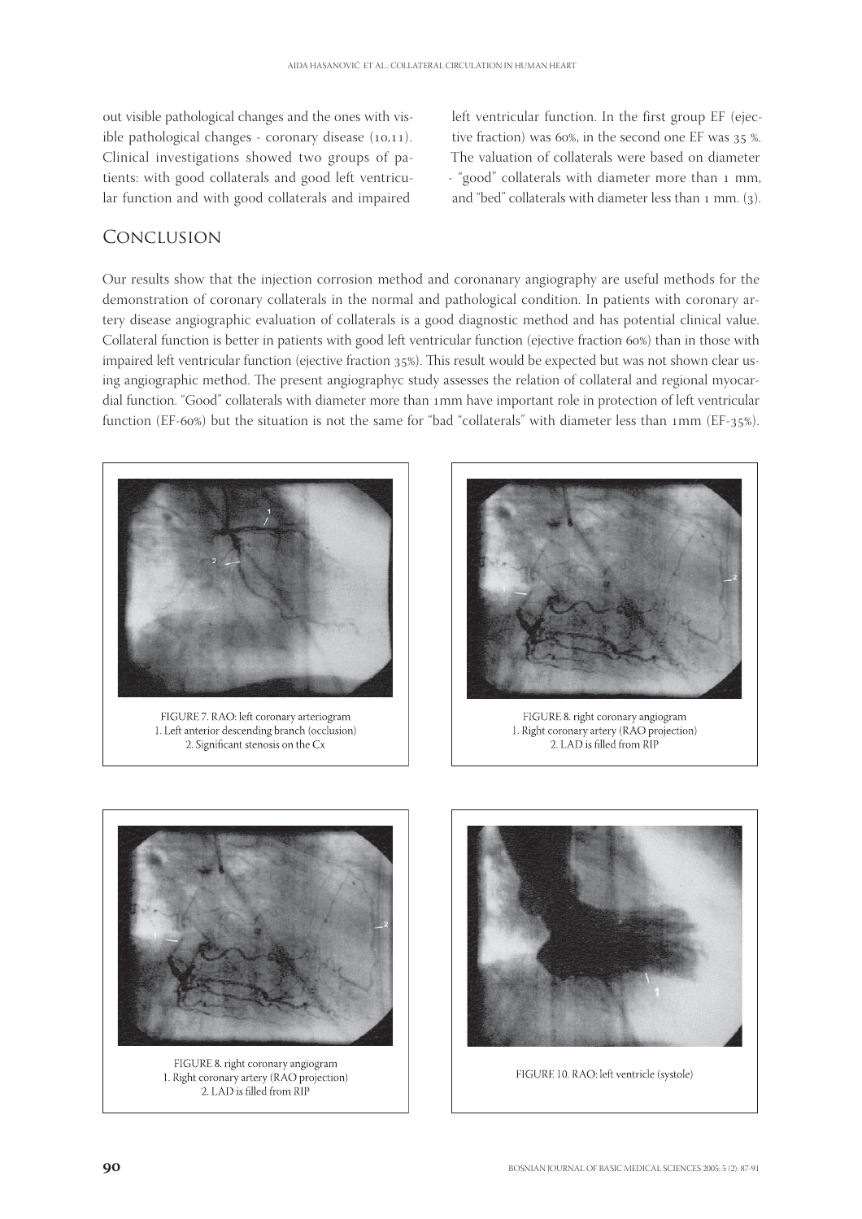out visible pathological changes and the ones with visible pathological changes - coronary disease (10,11). Clinical investigations showed two groups of patients: with good collaterals and good left ventricular function and with good collaterals and impaired left ventricular function. In the first group EF (ejective fraction) was 60%, in the second one EF was 35 %. The valuation of collaterals were based on diameter - "good" collaterals with diameter more than 1 mm, and "bed" collaterals with diameter less than 1 mm. (3).

## Conclusion

Our results show that the injection corrosion method and corononary angiography are useful methods for the demonstration of coronary collaterals in the normal and pathological condition. In patients with coronary artery disease angiographic evaluation of collaterals is a good diagnostic method and has potential clinical value. Collateral function is better in patients with good left ventricular function (ejective fraction 60%) than in those with impaired left ventricular function (ejective fraction 35%). This result would be expected but was not shown clear using angiographic method. The present angiographyc study assesses the relation of collateral and regional myocardial function. "Good" collaterals with diameter more than 1mm have important role in protection of left ventricular function (EF-60%) but the situation is not the same for "bad "collaterals" with diameter less than 1mm (EF-35%).

FIGURE 7. RAO: left coronary arteriogram
1. Left anterior descending branch (occlusion)
2. Significant stenosis on the Cx

FIGURE 8. right coronary angiogram
1. Right coronary artery (RAO projection)
2. LAD is filled from RIP

FIGURE 8. right coronary angiogram
1. Right coronary artery (RAO projection)
2. LAD is filled from RIP

FIGURE 10. RAO: left ventricle (systole)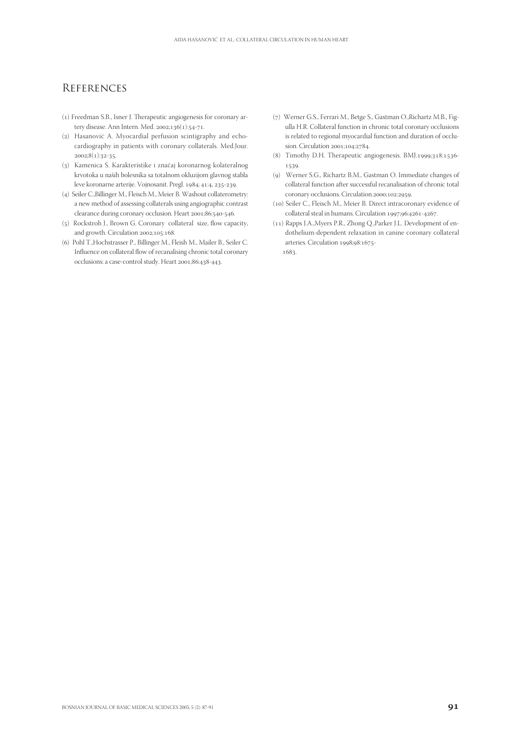## References

(1) Freedman S.B., Isner J. Therapeutic angiogenesis for coronary artery disease. Ann Intern. Med. 2002;136(1):54-71.

(2) Hasanović A. Myocardial perfusion scintigraphy and echocardiography in patients with coronary collaterals. Med.Jour. 2002;8(1):32-35.

(3) Kamenica S. Karakteristike i značaj koronarnog kolateralnog krvotoka u naših bolesnika sa totalnom okluzijom glavnog stabla leve koronarne arterije. Vojnosanit. Pregl. 1984; 41:4, 235-239.

(4) Seiler C.,Billinger M., Fleisch M., Meier B. Washout collaterometry: a new method of assessing collaterals using angiographic contrast clearance during coronary occlusion. Heart 2001;86:540-546.

(5) Rockstroh J., Brown G. Coronary collateral size, flow capacity, and growth. Circulation 2002;105:168.

(6) Pohl T.,Hochstrasser P., Billinger M., Fleish M., Mailer B., Seiler C. Influence on collateral flow of recanalising chronic total coronary occlusions: a case-control study. Heart 2001;86:438-443.

(7) Werner G.S., Ferrari M., Betge S., Gastman O.,Richartz M.B., Figulla H.R. Collateral function in chronic total coronary occlusions is related to regional myocardial function and duration of occlusion. Circulation 2001;104:2784.

(8) Timothy D.H. Therapeutic angiogenesis. BMJ.1999;318:1536-1539.

(9) Werner S.G., Richartz B.M., Gastman O. Immediate changes of collateral function after successful recanalisation of chronic total coronary occlusions. Circulation.2000;102:2959.

(10) Seiler C., Fleisch M., Meier B. Direct intracoronary evidence of collateral steal in humans. Circulation 1997;96:4261-4267.

(11) Rapps J.A.,Myers P.R., Zhong Q.,Parker J.L. Development of endothelium-dependent relaxation in canine coronary collateral arteries. Circulation 1998;98:1675-1683.